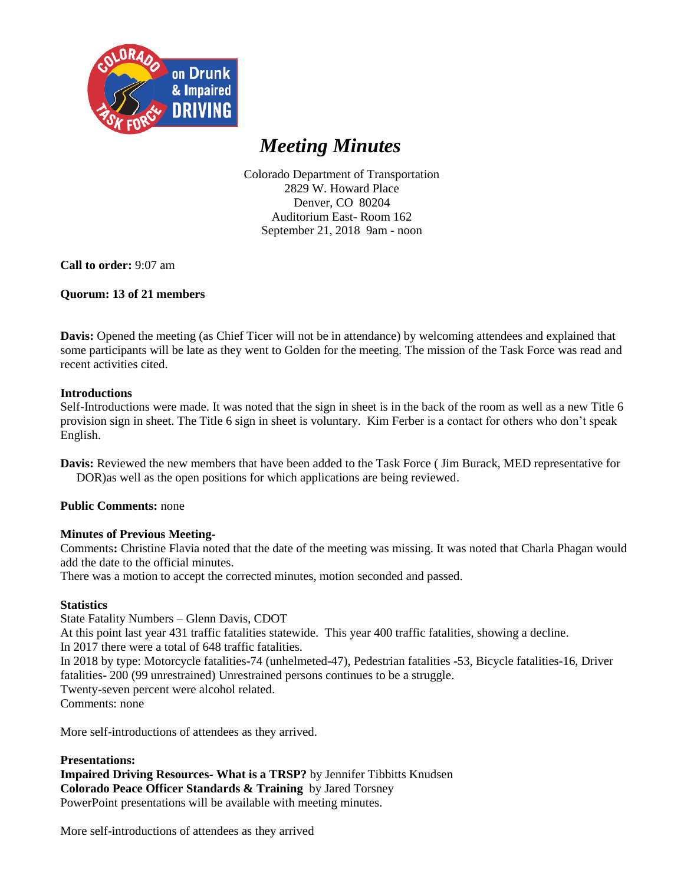# *Meeting Minutes*

Colorado Department of Transportation
2829 W. Howard Place
Denver, CO 80204
Auditorium East- Room 162
September 21, 2018 9am - noon

**Call to order:** 9:07 am

**Quorum: 13 of 21 members**

**Davis:** Opened the meeting (as Chief Ticer will not be in attendance) by welcoming attendees and explained that some participants will be late as they went to Golden for the meeting. The mission of the Task Force was read and recent activities cited.

**Introductions**
Self-Introductions were made. It was noted that the sign in sheet is in the back of the room as well as a new Title 6 provision sign in sheet. The Title 6 sign in sheet is voluntary. Kim Ferber is a contact for others who don't speak English.

**Davis:** Reviewed the new members that have been added to the Task Force ( Jim Burack, MED representative for DOR)as well as the open positions for which applications are being reviewed.

**Public Comments:** none

**Minutes of Previous Meeting-**
Comments**:** Christine Flavia noted that the date of the meeting was missing. It was noted that Charla Phagan would add the date to the official minutes.
There was a motion to accept the corrected minutes, motion seconded and passed.

**Statistics**
State Fatality Numbers – Glenn Davis, CDOT
At this point last year 431 traffic fatalities statewide. This year 400 traffic fatalities, showing a decline.
In 2017 there were a total of 648 traffic fatalities.
In 2018 by type: Motorcycle fatalities-74 (unhelmeted-47), Pedestrian fatalities -53, Bicycle fatalities-16, Driver fatalities- 200 (99 unrestrained) Unrestrained persons continues to be a struggle.
Twenty-seven percent were alcohol related.
Comments: none

More self-introductions of attendees as they arrived.

**Presentations:**
**Impaired Driving Resources- What is a TRSP?** by Jennifer Tibbitts Knudsen
**Colorado Peace Officer Standards & Training** by Jared Torsney
PowerPoint presentations will be available with meeting minutes.

More self-introductions of attendees as they arrived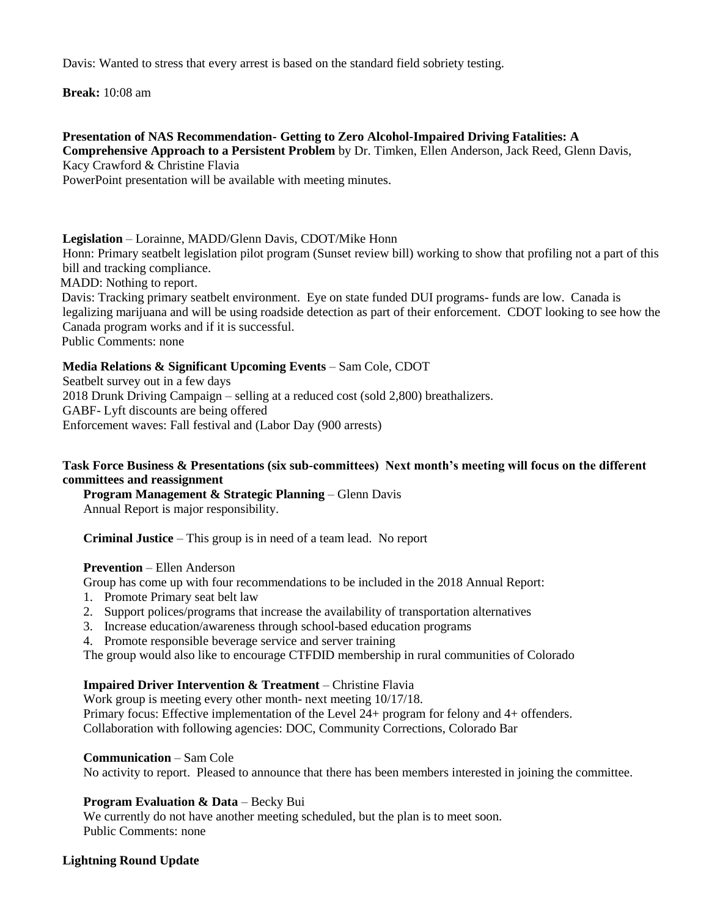Davis: Wanted to stress that every arrest is based on the standard field sobriety testing.

**Break:** 10:08 am

**Presentation of NAS Recommendation- Getting to Zero Alcohol-Impaired Driving Fatalities: A Comprehensive Approach to a Persistent Problem** by Dr. Timken, Ellen Anderson, Jack Reed, Glenn Davis, Kacy Crawford & Christine Flavia
PowerPoint presentation will be available with meeting minutes.

**Legislation** – Lorainne, MADD/Glenn Davis, CDOT/Mike Honn
Honn: Primary seatbelt legislation pilot program (Sunset review bill) working to show that profiling not a part of this bill and tracking compliance.
MADD: Nothing to report.
Davis: Tracking primary seatbelt environment. Eye on state funded DUI programs- funds are low. Canada is legalizing marijuana and will be using roadside detection as part of their enforcement. CDOT looking to see how the Canada program works and if it is successful.
Public Comments: none

**Media Relations & Significant Upcoming Events** – Sam Cole, CDOT
Seatbelt survey out in a few days
2018 Drunk Driving Campaign – selling at a reduced cost (sold 2,800) breathalizers.
GABF- Lyft discounts are being offered
Enforcement waves: Fall festival and (Labor Day (900 arrests)

**Task Force Business & Presentations (six sub-committees) Next month's meeting will focus on the different committees and reassignment**

**Program Management & Strategic Planning** – Glenn Davis
Annual Report is major responsibility.

**Criminal Justice** – This group is in need of a team lead. No report

**Prevention** – Ellen Anderson
Group has come up with four recommendations to be included in the 2018 Annual Report:

1. Promote Primary seat belt law
2. Support polices/programs that increase the availability of transportation alternatives
3. Increase education/awareness through school-based education programs
4. Promote responsible beverage service and server training

The group would also like to encourage CTFDID membership in rural communities of Colorado

**Impaired Driver Intervention & Treatment** – Christine Flavia
Work group is meeting every other month- next meeting 10/17/18.
Primary focus: Effective implementation of the Level 24+ program for felony and 4+ offenders.
Collaboration with following agencies: DOC, Community Corrections, Colorado Bar

**Communication** – Sam Cole
No activity to report. Pleased to announce that there has been members interested in joining the committee.

**Program Evaluation & Data** – Becky Bui
We currently do not have another meeting scheduled, but the plan is to meet soon.
Public Comments: none

**Lightning Round Update**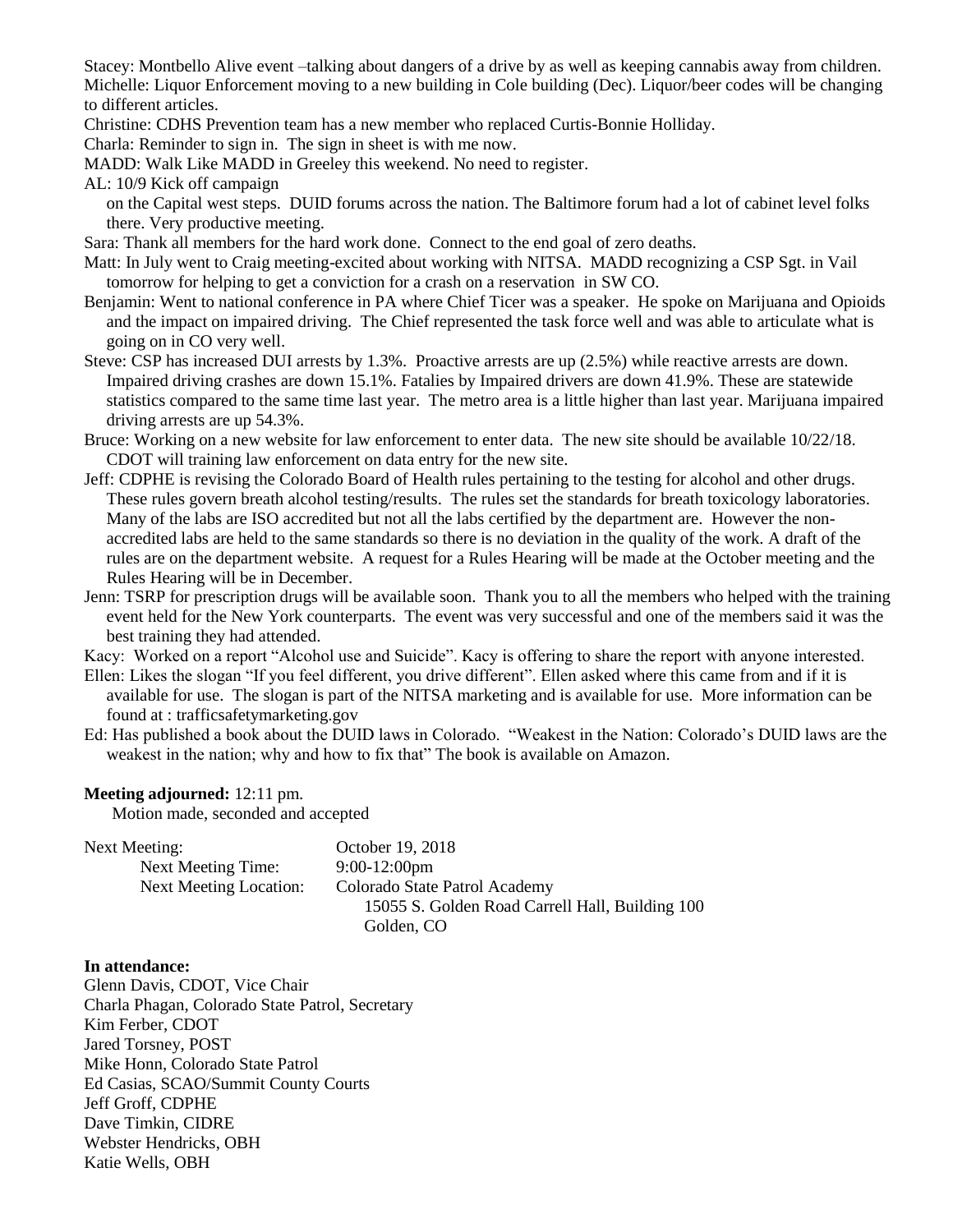Stacey: Montbello Alive event –talking about dangers of a drive by as well as keeping cannabis away from children.
Michelle: Liquor Enforcement moving to a new building in Cole building (Dec). Liquor/beer codes will be changing to different articles.
Christine: CDHS Prevention team has a new member who replaced Curtis-Bonnie Holliday.
Charla: Reminder to sign in. The sign in sheet is with me now.
MADD: Walk Like MADD in Greeley this weekend. No need to register.
AL: 10/9 Kick off campaign
on the Capital west steps. DUID forums across the nation. The Baltimore forum had a lot of cabinet level folks there. Very productive meeting.
Sara: Thank all members for the hard work done. Connect to the end goal of zero deaths.
Matt: In July went to Craig meeting-excited about working with NITSA. MADD recognizing a CSP Sgt. in Vail tomorrow for helping to get a conviction for a crash on a reservation in SW CO.
Benjamin: Went to national conference in PA where Chief Ticer was a speaker. He spoke on Marijuana and Opioids and the impact on impaired driving. The Chief represented the task force well and was able to articulate what is going on in CO very well.
Steve: CSP has increased DUI arrests by 1.3%. Proactive arrests are up (2.5%) while reactive arrests are down. Impaired driving crashes are down 15.1%. Fatalies by Impaired drivers are down 41.9%. These are statewide statistics compared to the same time last year. The metro area is a little higher than last year. Marijuana impaired driving arrests are up 54.3%.
Bruce: Working on a new website for law enforcement to enter data. The new site should be available 10/22/18. CDOT will training law enforcement on data entry for the new site.
Jeff: CDPHE is revising the Colorado Board of Health rules pertaining to the testing for alcohol and other drugs. These rules govern breath alcohol testing/results. The rules set the standards for breath toxicology laboratories. Many of the labs are ISO accredited but not all the labs certified by the department are. However the non-accredited labs are held to the same standards so there is no deviation in the quality of the work. A draft of the rules are on the department website. A request for a Rules Hearing will be made at the October meeting and the Rules Hearing will be in December.
Jenn: TSRP for prescription drugs will be available soon. Thank you to all the members who helped with the training event held for the New York counterparts. The event was very successful and one of the members said it was the best training they had attended.
Kacy: Worked on a report "Alcohol use and Suicide". Kacy is offering to share the report with anyone interested.
Ellen: Likes the slogan "If you feel different, you drive different". Ellen asked where this came from and if it is available for use. The slogan is part of the NITSA marketing and is available for use. More information can be found at : trafficsafetymarketing.gov
Ed: Has published a book about the DUID laws in Colorado. "Weakest in the Nation: Colorado's DUID laws are the weakest in the nation; why and how to fix that" The book is available on Amazon.

**Meeting adjourned:** 12:11 pm.
Motion made, seconded and accepted

| | |
|---|---|
| Next Meeting: | October 19, 2018 |
| Next Meeting Time: | 9:00-12:00pm |
| Next Meeting Location: | Colorado State Patrol Academy<br>15055 S. Golden Road Carrell Hall, Building 100<br>Golden, CO |

**In attendance:**
Glenn Davis, CDOT, Vice Chair
Charla Phagan, Colorado State Patrol, Secretary
Kim Ferber, CDOT
Jared Torsney, POST
Mike Honn, Colorado State Patrol
Ed Casias, SCAO/Summit County Courts
Jeff Groff, CDPHE
Dave Timkin, CIDRE
Webster Hendricks, OBH
Katie Wells, OBH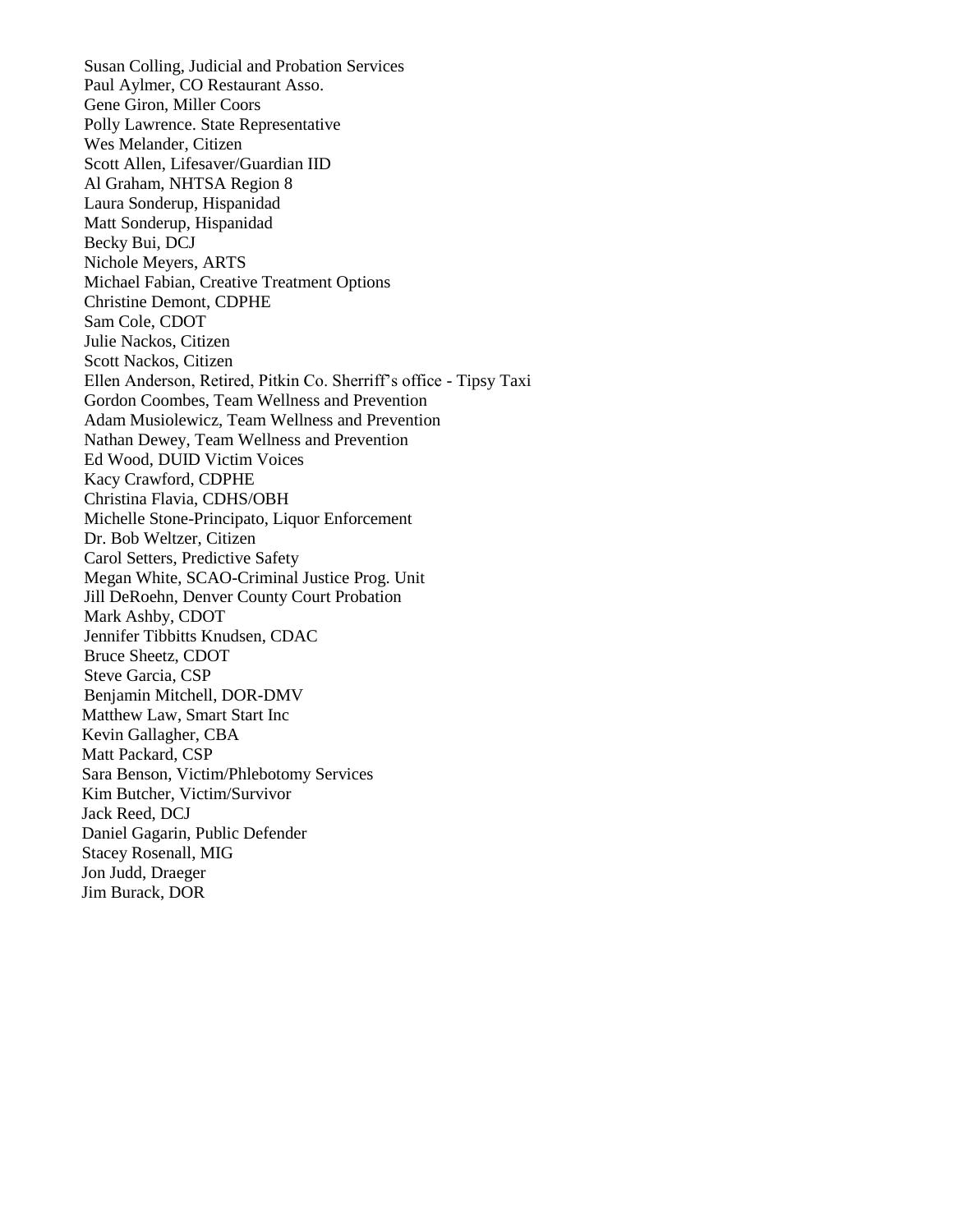Susan Colling, Judicial and Probation Services
Paul Aylmer, CO Restaurant Asso.
Gene Giron, Miller Coors
Polly Lawrence. State Representative
Wes Melander, Citizen
Scott Allen, Lifesaver/Guardian IID
Al Graham, NHTSA Region 8
Laura Sonderup, Hispanidad
Matt Sonderup, Hispanidad
Becky Bui, DCJ
Nichole Meyers, ARTS
Michael Fabian, Creative Treatment Options
Christine Demont, CDPHE
Sam Cole, CDOT
Julie Nackos, Citizen
Scott Nackos, Citizen
Ellen Anderson, Retired, Pitkin Co. Sherriff's office - Tipsy Taxi
Gordon Coombes, Team Wellness and Prevention
Adam Musiolewicz, Team Wellness and Prevention
Nathan Dewey, Team Wellness and Prevention
Ed Wood, DUID Victim Voices
Kacy Crawford, CDPHE
Christina Flavia, CDHS/OBH
Michelle Stone-Principato, Liquor Enforcement
Dr. Bob Weltzer, Citizen
Carol Setters, Predictive Safety
Megan White, SCAO-Criminal Justice Prog. Unit
Jill DeRoehn, Denver County Court Probation
Mark Ashby, CDOT
Jennifer Tibbitts Knudsen, CDAC
Bruce Sheetz, CDOT
Steve Garcia, CSP
Benjamin Mitchell, DOR-DMV
Matthew Law, Smart Start Inc
Kevin Gallagher, CBA
Matt Packard, CSP
Sara Benson, Victim/Phlebotomy Services
Kim Butcher, Victim/Survivor
Jack Reed, DCJ
Daniel Gagarin, Public Defender
Stacey Rosenall, MIG
Jon Judd, Draeger
Jim Burack, DOR